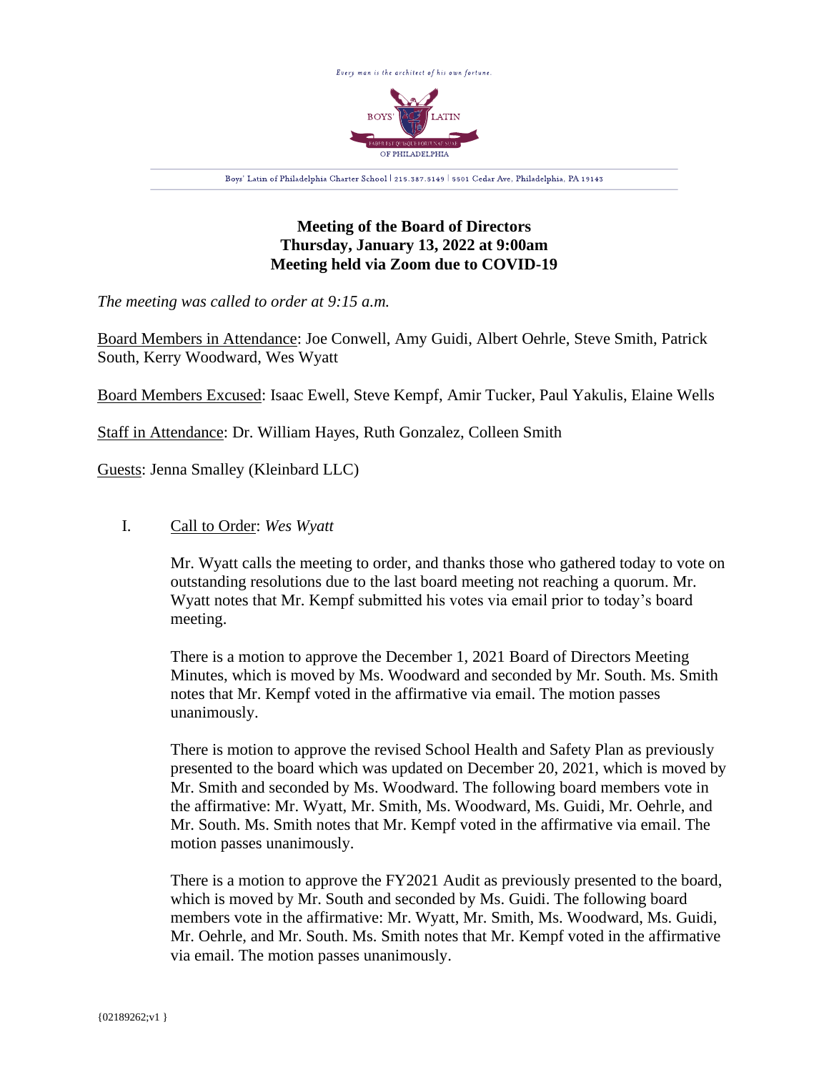Every man is the architect of his own fortune.

BOYS' LATIN OF PHILADELPHIA

Boys' Latin of Philadelphia Charter School | 215.387.5149 | 5501 Cedar Ave, Philadelphia, PA 19143

**Meeting of the Board of Directors**
**Thursday, January 13, 2022 at 9:00am**
**Meeting held via Zoom due to COVID-19**

*The meeting was called to order at 9:15 a.m.*

Board Members in Attendance: Joe Conwell, Amy Guidi, Albert Oehrle, Steve Smith, Patrick South, Kerry Woodward, Wes Wyatt

Board Members Excused: Isaac Ewell, Steve Kempf, Amir Tucker, Paul Yakulis, Elaine Wells

Staff in Attendance: Dr. William Hayes, Ruth Gonzalez, Colleen Smith

Guests: Jenna Smalley (Kleinbard LLC)

I. Call to Order: *Wes Wyatt*

Mr. Wyatt calls the meeting to order, and thanks those who gathered today to vote on outstanding resolutions due to the last board meeting not reaching a quorum. Mr. Wyatt notes that Mr. Kempf submitted his votes via email prior to today's board meeting.

There is a motion to approve the December 1, 2021 Board of Directors Meeting Minutes, which is moved by Ms. Woodward and seconded by Mr. South. Ms. Smith notes that Mr. Kempf voted in the affirmative via email. The motion passes unanimously.

There is motion to approve the revised School Health and Safety Plan as previously presented to the board which was updated on December 20, 2021, which is moved by Mr. Smith and seconded by Ms. Woodward. The following board members vote in the affirmative: Mr. Wyatt, Mr. Smith, Ms. Woodward, Ms. Guidi, Mr. Oehrle, and Mr. South. Ms. Smith notes that Mr. Kempf voted in the affirmative via email. The motion passes unanimously.

There is a motion to approve the FY2021 Audit as previously presented to the board, which is moved by Mr. South and seconded by Ms. Guidi. The following board members vote in the affirmative: Mr. Wyatt, Mr. Smith, Ms. Woodward, Ms. Guidi, Mr. Oehrle, and Mr. South. Ms. Smith notes that Mr. Kempf voted in the affirmative via email. The motion passes unanimously.

{02189262;v1 }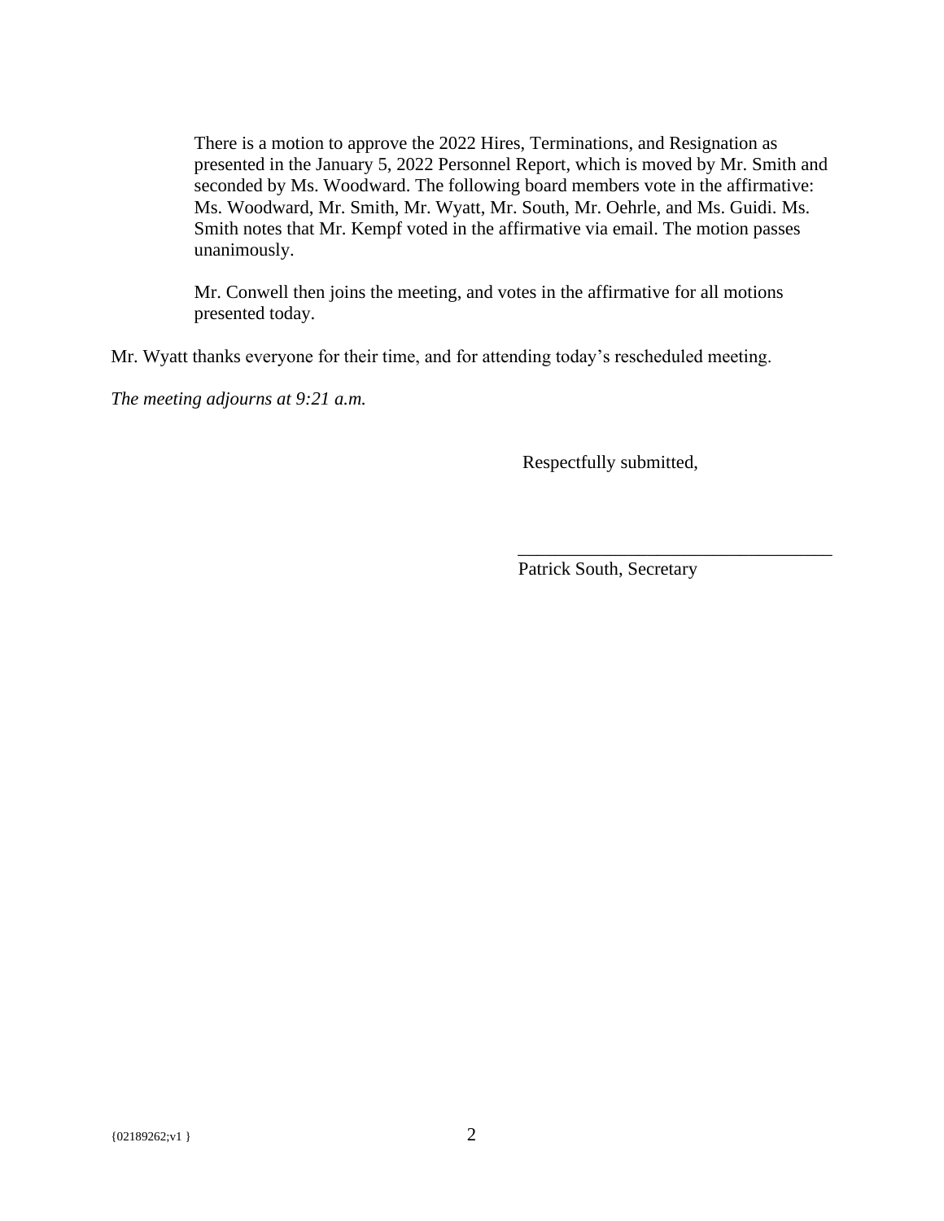There is a motion to approve the 2022 Hires, Terminations, and Resignation as presented in the January 5, 2022 Personnel Report, which is moved by Mr. Smith and seconded by Ms. Woodward. The following board members vote in the affirmative: Ms. Woodward, Mr. Smith, Mr. Wyatt, Mr. South, Mr. Oehrle, and Ms. Guidi. Ms. Smith notes that Mr. Kempf voted in the affirmative via email. The motion passes unanimously.

Mr. Conwell then joins the meeting, and votes in the affirmative for all motions presented today.

Mr. Wyatt thanks everyone for their time, and for attending today's rescheduled meeting.

*The meeting adjourns at 9:21 a.m.*

Respectfully submitted,

\_\_\_\_\_\_\_\_\_\_\_\_\_\_\_\_\_\_\_\_\_\_\_\_\_\_\_\_\_\_\_\_\_\_\_

Patrick South, Secretary

{02189262;v1 }